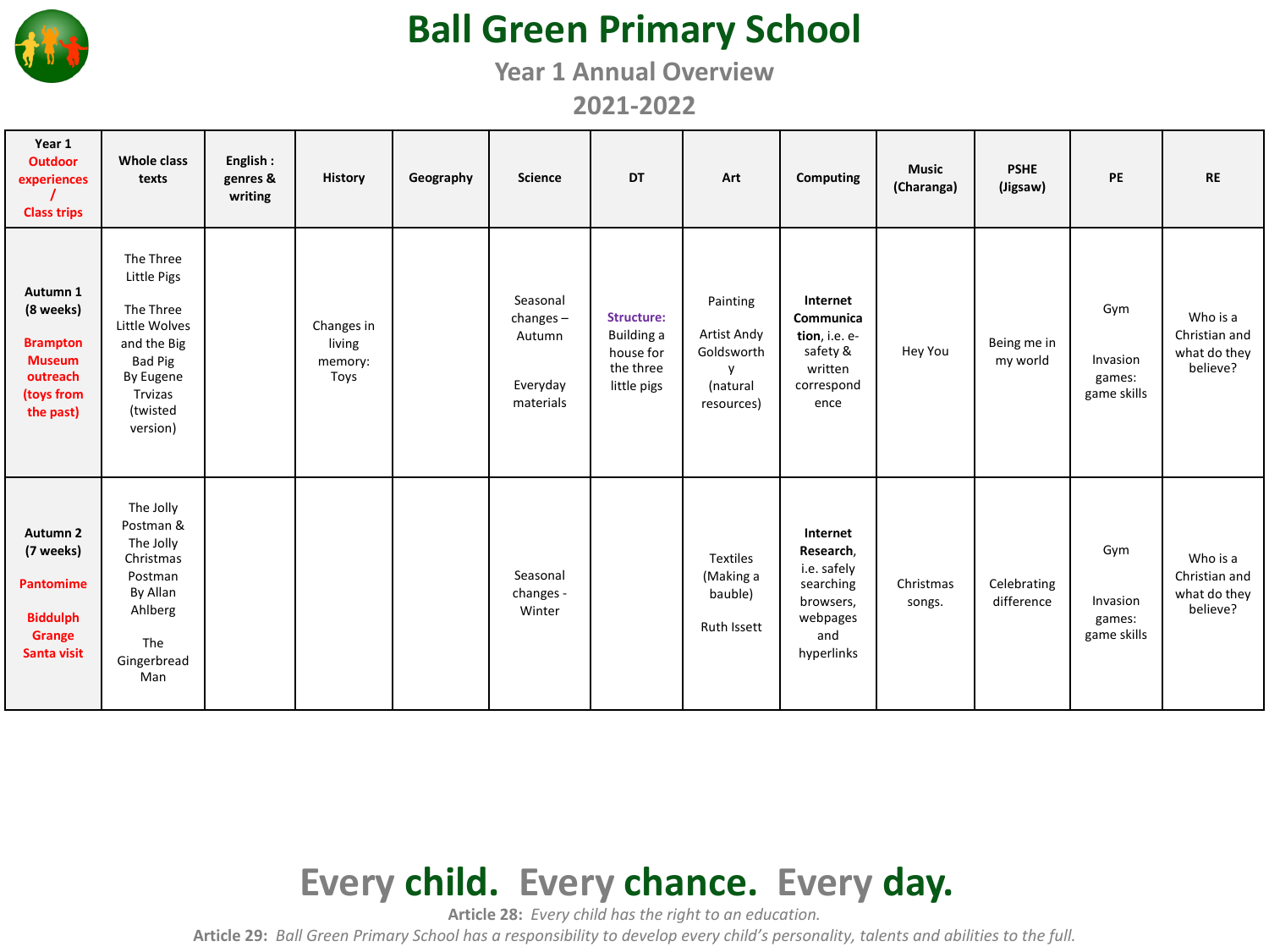# Ball Green Primary School

## Year 1 Annual Overview

## 2021-2022

| Year 1 Outdoor experiences / Class trips | Whole class texts | English : genres & writing | History | Geography | Science | DT | Art | Computing | Music (Charanga) | PSHE (Jigsaw) | PE | RE |
|---|---|---|---|---|---|---|---|---|---|---|---|---|
| **Autumn 1 (8 weeks)** Brampton Museum outreach (toys from the past) | The Three Little Pigs<br><br>The Three Little Wolves and the Big Bad Pig By Eugene Trvizas (twisted version) | | Changes in living memory: Toys | | Seasonal changes – Autumn<br><br>Everyday materials | **Structure:** Building a house for the three little pigs | Painting<br><br>Artist Andy Goldsworthy (natural resources) | **Internet Communication**, i.e. e-safety & written correspondence | Hey You | Being me in my world | Gym<br><br>Invasion games: game skills | Who is a Christian and what do they believe? |
| **Autumn 2 (7 weeks)** Pantomime<br><br>Biddulph Grange Santa visit | The Jolly Postman & The Jolly Christmas Postman By Allan Ahlberg<br><br>The Gingerbread Man | | | | Seasonal changes - Winter | | Textiles (Making a bauble)<br><br>Ruth Issett | **Internet Research**, i.e. safely searching browsers, webpages and hyperlinks | Christmas songs. | Celebrating difference | Gym<br><br>Invasion games: game skills | Who is a Christian and what do they believe? |

**Every child. Every chance. Every day.**

**Article 28:** *Every child has the right to an education.*

**Article 29:** *Ball Green Primary School has a responsibility to develop every child's personality, talents and abilities to the full.*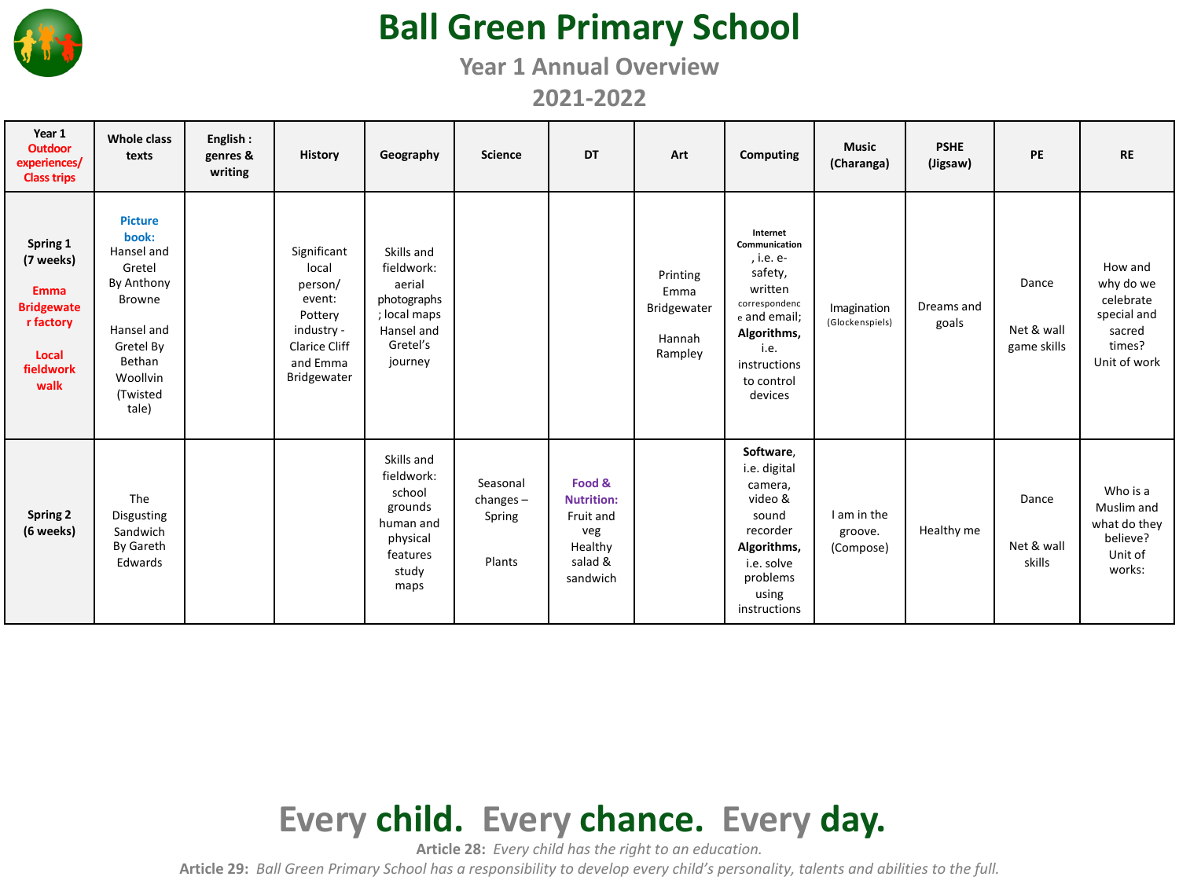# Ball Green Primary School

## Year 1 Annual Overview

## 2021-2022

| Year 1 Outdoor experiences/ Class trips | Whole class texts | English : genres & writing | History | Geography | Science | DT | Art | Computing | Music (Charanga) | PSHE (Jigsaw) | PE | RE |
|---|---|---|---|---|---|---|---|---|---|---|---|---|
| **Spring 1 (7 weeks)** Emma Bridgewater factory Local fieldwork walk | **Picture book:** Hansel and Gretel By Anthony Browne Hansel and Gretel By Bethan Woollvin (Twisted tale) | | Significant local person/ event: Pottery industry - Clarice Cliff and Emma Bridgewater | Skills and fieldwork: aerial photographs; local maps Hansel and Gretel's journey | | | Printing Emma Bridgewater Hannah Rampley | **Internet Communication**, i.e. e-safety, written correspondence and email; **Algorithms,** i.e. instructions to control devices | Imagination (Glockenspiels) | Dreams and goals | Dance Net & wall game skills | How and why do we celebrate special and sacred times? Unit of work |
| **Spring 2 (6 weeks)** | The Disgusting Sandwich By Gareth Edwards | | | Skills and fieldwork: school grounds human and physical features study maps | Seasonal changes – Spring Plants | **Food & Nutrition:** Fruit and veg Healthy salad & sandwich | | **Software**, i.e. digital camera, video & sound recorder **Algorithms,** i.e. solve problems using instructions | I am in the groove. (Compose) | Healthy me | Dance Net & wall skills | Who is a Muslim and what do they believe? Unit of works: |

**Every child. Every chance. Every day.**

**Article 28:** *Every child has the right to an education.*

**Article 29:** *Ball Green Primary School has a responsibility to develop every child's personality, talents and abilities to the full.*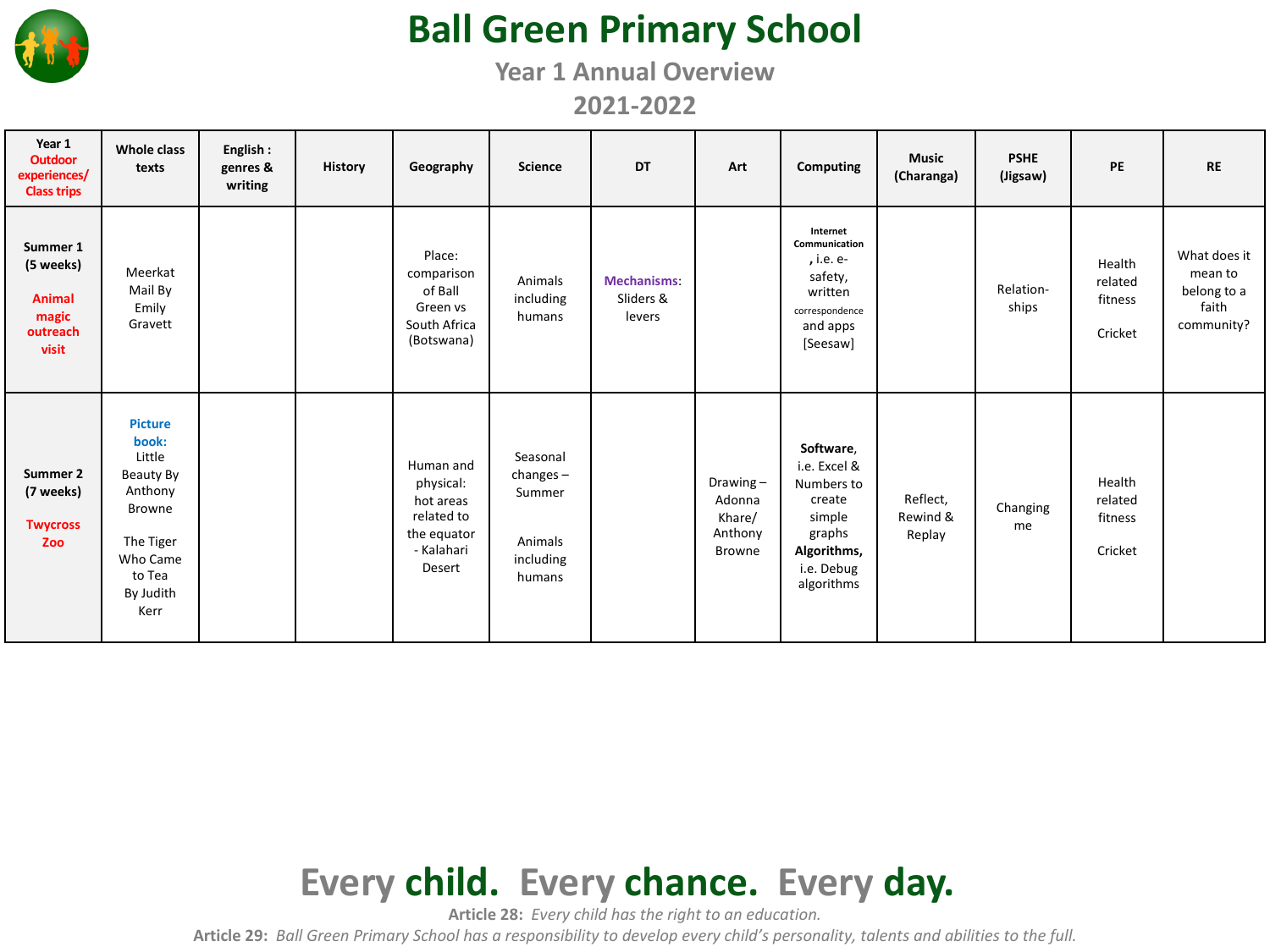# Ball Green Primary School

## Year 1 Annual Overview

## 2021-2022

| Year 1 Outdoor experiences/ Class trips | Whole class texts | English : genres & writing | History | Geography | Science | DT | Art | Computing | Music (Charanga) | PSHE (Jigsaw) | PE | RE |
|---|---|---|---|---|---|---|---|---|---|---|---|---|
| Summer 1 (5 weeks) Animal magic outreach visit | Meerkat Mail By Emily Gravett | | | Place: comparison of Ball Green vs South Africa (Botswana) | Animals including humans | Mechanisms: Sliders & levers | | Internet Communication, i.e. e-safety, written correspondence and apps [Seesaw] | | Relation-ships | Health related fitness Cricket | What does it mean to belong to a faith community? |
| Summer 2 (7 weeks) Twycross Zoo | Picture book: Little Beauty By Anthony Browne The Tiger Who Came to Tea By Judith Kerr | | | Human and physical: hot areas related to the equator - Kalahari Desert | Seasonal changes – Summer Animals including humans | | Drawing – Adonna Khare/ Anthony Browne | **Software**, i.e. Excel & Numbers to create simple graphs **Algorithms,** i.e. Debug algorithms | Reflect, Rewind & Replay | Changing me | Health related fitness Cricket | |

**Every child. Every chance. Every day.**

**Article 28:** *Every child has the right to an education.*

**Article 29:** *Ball Green Primary School has a responsibility to develop every child's personality, talents and abilities to the full.*